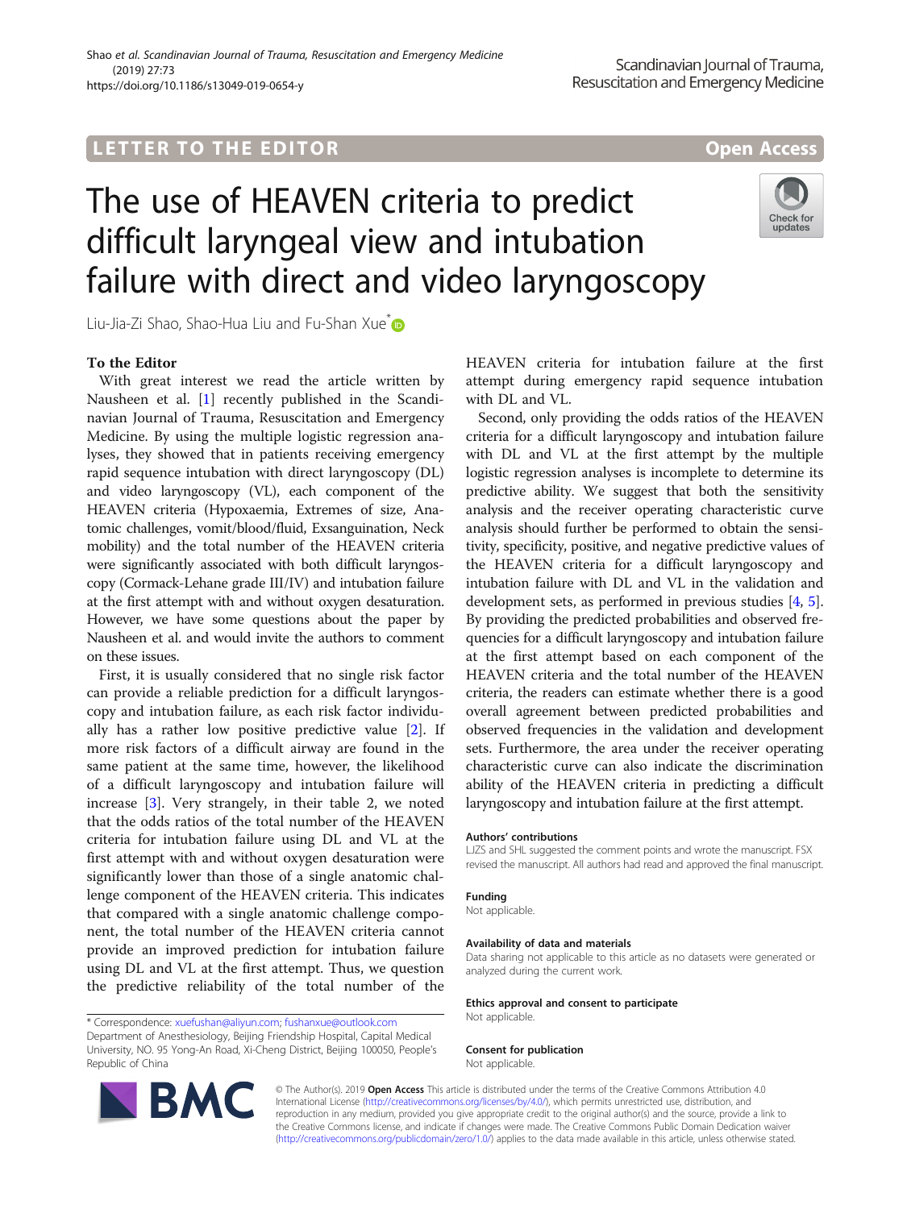LETTER TO THE EDITOR

Open Access

# The use of HEAVEN criteria to predict difficult laryngeal view and intubation failure with direct and video laryngoscopy

Liu-Jia-Zi Shao, Shao-Hua Liu and Fu-Shan Xue*

## To the Editor

With great interest we read the article written by Nausheen et al. [1] recently published in the Scandinavian Journal of Trauma, Resuscitation and Emergency Medicine. By using the multiple logistic regression analyses, they showed that in patients receiving emergency rapid sequence intubation with direct laryngoscopy (DL) and video laryngoscopy (VL), each component of the HEAVEN criteria (Hypoxaemia, Extremes of size, Anatomic challenges, vomit/blood/fluid, Exsanguination, Neck mobility) and the total number of the HEAVEN criteria were significantly associated with both difficult laryngoscopy (Cormack-Lehane grade III/IV) and intubation failure at the first attempt with and without oxygen desaturation. However, we have some questions about the paper by Nausheen et al. and would invite the authors to comment on these issues.

First, it is usually considered that no single risk factor can provide a reliable prediction for a difficult laryngoscopy and intubation failure, as each risk factor individually has a rather low positive predictive value [2]. If more risk factors of a difficult airway are found in the same patient at the same time, however, the likelihood of a difficult laryngoscopy and intubation failure will increase [3]. Very strangely, in their table 2, we noted that the odds ratios of the total number of the HEAVEN criteria for intubation failure using DL and VL at the first attempt with and without oxygen desaturation were significantly lower than those of a single anatomic challenge component of the HEAVEN criteria. This indicates that compared with a single anatomic challenge component, the total number of the HEAVEN criteria cannot provide an improved prediction for intubation failure using DL and VL at the first attempt. Thus, we question the predictive reliability of the total number of the HEAVEN criteria for intubation failure at the first attempt during emergency rapid sequence intubation with DL and VL.

Second, only providing the odds ratios of the HEAVEN criteria for a difficult laryngoscopy and intubation failure with DL and VL at the first attempt by the multiple logistic regression analyses is incomplete to determine its predictive ability. We suggest that both the sensitivity analysis and the receiver operating characteristic curve analysis should further be performed to obtain the sensitivity, specificity, positive, and negative predictive values of the HEAVEN criteria for a difficult laryngoscopy and intubation failure with DL and VL in the validation and development sets, as performed in previous studies [4, 5]. By providing the predicted probabilities and observed frequencies for a difficult laryngoscopy and intubation failure at the first attempt based on each component of the HEAVEN criteria and the total number of the HEAVEN criteria, the readers can estimate whether there is a good overall agreement between predicted probabilities and observed frequencies in the validation and development sets. Furthermore, the area under the receiver operating characteristic curve can also indicate the discrimination ability of the HEAVEN criteria in predicting a difficult laryngoscopy and intubation failure at the first attempt.

### Authors' contributions

LJZS and SHL suggested the comment points and wrote the manuscript. FSX revised the manuscript. All authors had read and approved the final manuscript.

### Funding

Not applicable.

### Availability of data and materials

Data sharing not applicable to this article as no datasets were generated or analyzed during the current work.

### Ethics approval and consent to participate

Not applicable.

### Consent for publication

Not applicable.

* Correspondence: xuefushan@aliyun.com; fushanxue@outlook.com
Department of Anesthesiology, Beijing Friendship Hospital, Capital Medical University, NO. 95 Yong-An Road, Xi-Cheng District, Beijing 100050, People's Republic of China

© The Author(s). 2019 **Open Access** This article is distributed under the terms of the Creative Commons Attribution 4.0 International License (http://creativecommons.org/licenses/by/4.0/), which permits unrestricted use, distribution, and reproduction in any medium, provided you give appropriate credit to the original author(s) and the source, provide a link to the Creative Commons license, and indicate if changes were made. The Creative Commons Public Domain Dedication waiver (http://creativecommons.org/publicdomain/zero/1.0/) applies to the data made available in this article, unless otherwise stated.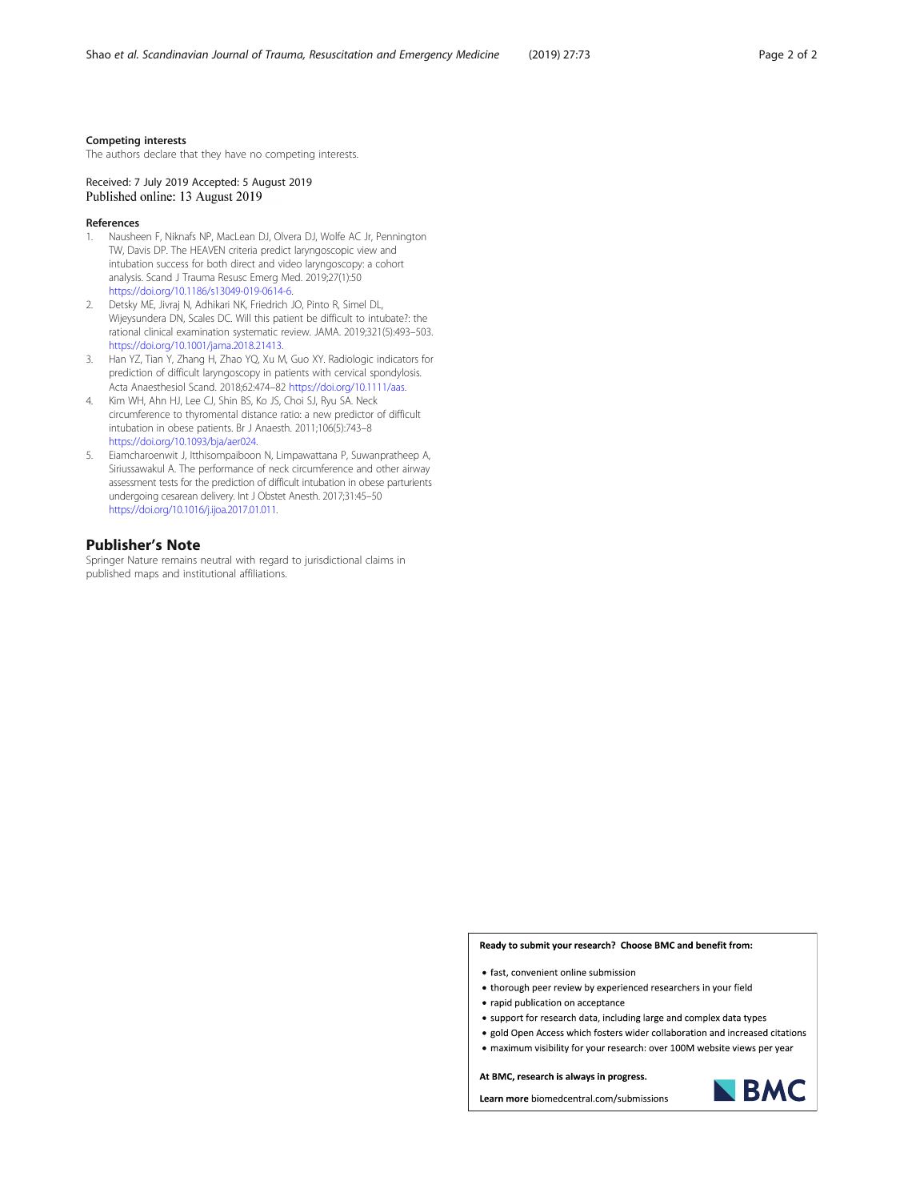### Competing interests

The authors declare that they have no competing interests.

Received: 7 July 2019 Accepted: 5 August 2019
Published online: 13 August 2019

### References

1. Nausheen F, Niknafs NP, MacLean DJ, Olvera DJ, Wolfe AC Jr, Pennington TW, Davis DP. The HEAVEN criteria predict laryngoscopic view and intubation success for both direct and video laryngoscopy: a cohort analysis. Scand J Trauma Resusc Emerg Med. 2019;27(1):50 https://doi.org/10.1186/s13049-019-0614-6.
2. Detsky ME, Jivraj N, Adhikari NK, Friedrich JO, Pinto R, Simel DL, Wijeysundera DN, Scales DC. Will this patient be difficult to intubate?: the rational clinical examination systematic review. JAMA. 2019;321(5):493–503. https://doi.org/10.1001/jama.2018.21413.
3. Han YZ, Tian Y, Zhang H, Zhao YQ, Xu M, Guo XY. Radiologic indicators for prediction of difficult laryngoscopy in patients with cervical spondylosis. Acta Anaesthesiol Scand. 2018;62:474–82 https://doi.org/10.1111/aas.
4. Kim WH, Ahn HJ, Lee CJ, Shin BS, Ko JS, Choi SJ, Ryu SA. Neck circumference to thyromental distance ratio: a new predictor of difficult intubation in obese patients. Br J Anaesth. 2011;106(5):743–8 https://doi.org/10.1093/bja/aer024.
5. Eiamcharoenwit J, Itthisompaiboon N, Limpawattana P, Suwanpratheep A, Siriussawakul A. The performance of neck circumference and other airway assessment tests for the prediction of difficult intubation in obese parturients undergoing cesarean delivery. Int J Obstet Anesth. 2017;31:45–50 https://doi.org/10.1016/j.ijoa.2017.01.011.

## Publisher's Note

Springer Nature remains neutral with regard to jurisdictional claims in published maps and institutional affiliations.

**Ready to submit your research? Choose BMC and benefit from:**

- fast, convenient online submission
- thorough peer review by experienced researchers in your field
- rapid publication on acceptance
- support for research data, including large and complex data types
- gold Open Access which fosters wider collaboration and increased citations
- maximum visibility for your research: over 100M website views per year

**At BMC, research is always in progress.**

**Learn more** biomedcentral.com/submissions

BMC